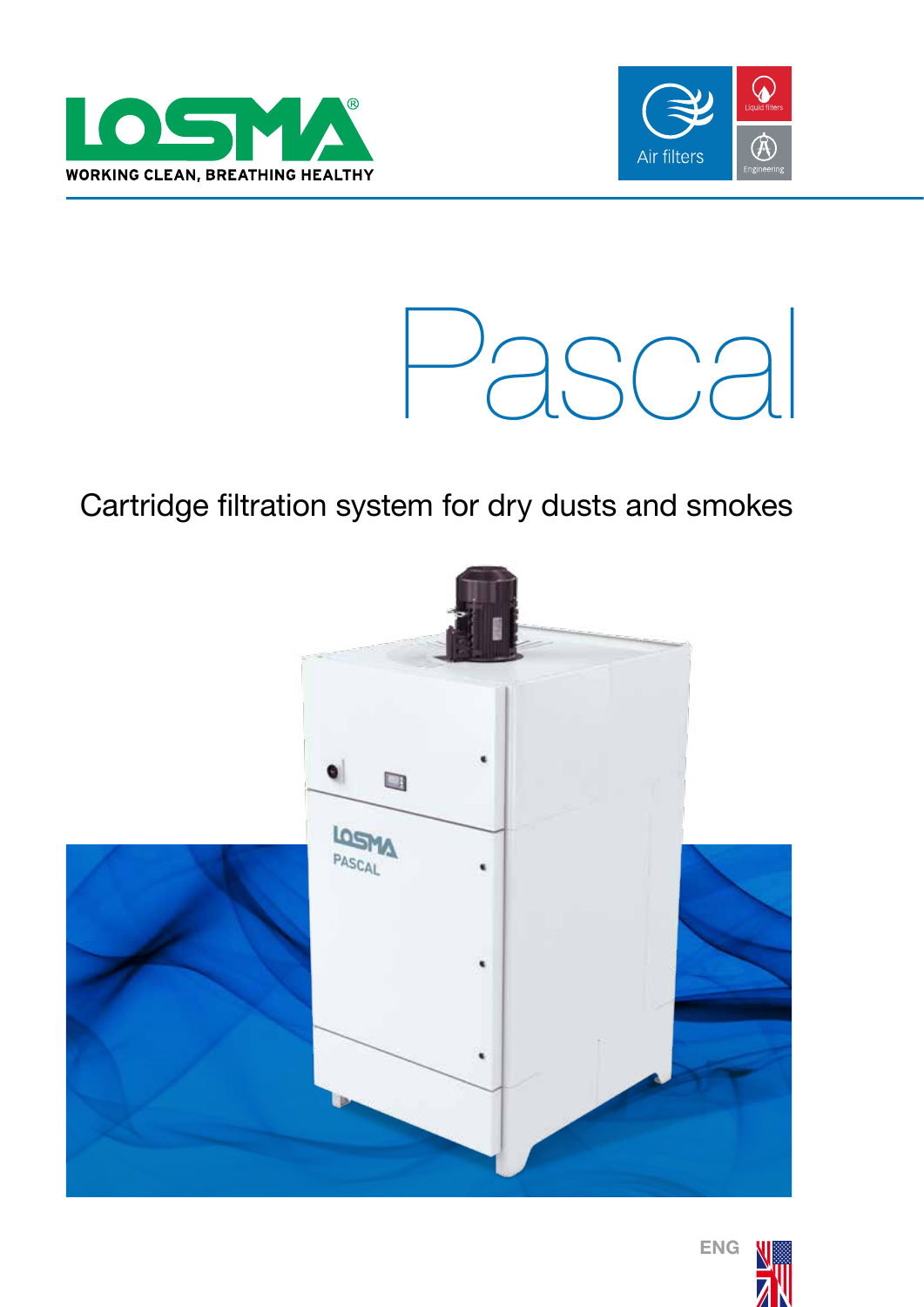LOSMA®

WORKING CLEAN, BREATHING HEALTHY

Air filters

Liquid filters

Engineering

# Pascal

## Cartridge filtration system for dry dusts and smokes

ENG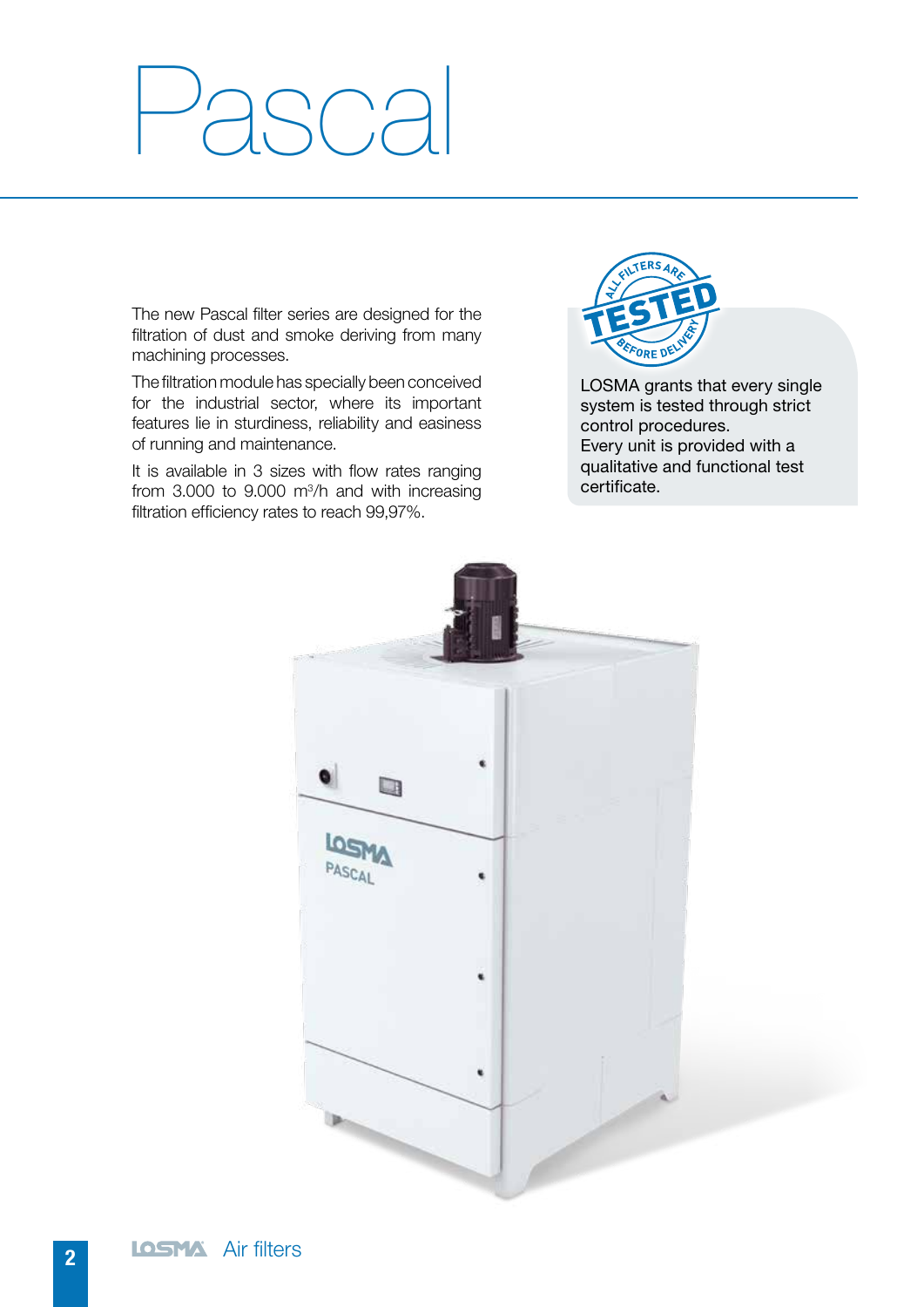# Pascal

The new Pascal filter series are designed for the filtration of dust and smoke deriving from many machining processes.

The filtration module has specially been conceived for the industrial sector, where its important features lie in sturdiness, reliability and easiness of running and maintenance.

It is available in 3 sizes with flow rates ranging from 3.000 to 9.000 $m^3$/h and with increasing filtration efficiency rates to reach 99,97%.

ALL FILTERS ARE TESTED BEFORE DELIVERY

LOSMA grants that every single system is tested through strict control procedures.
Every unit is provided with a qualitative and functional test certificate.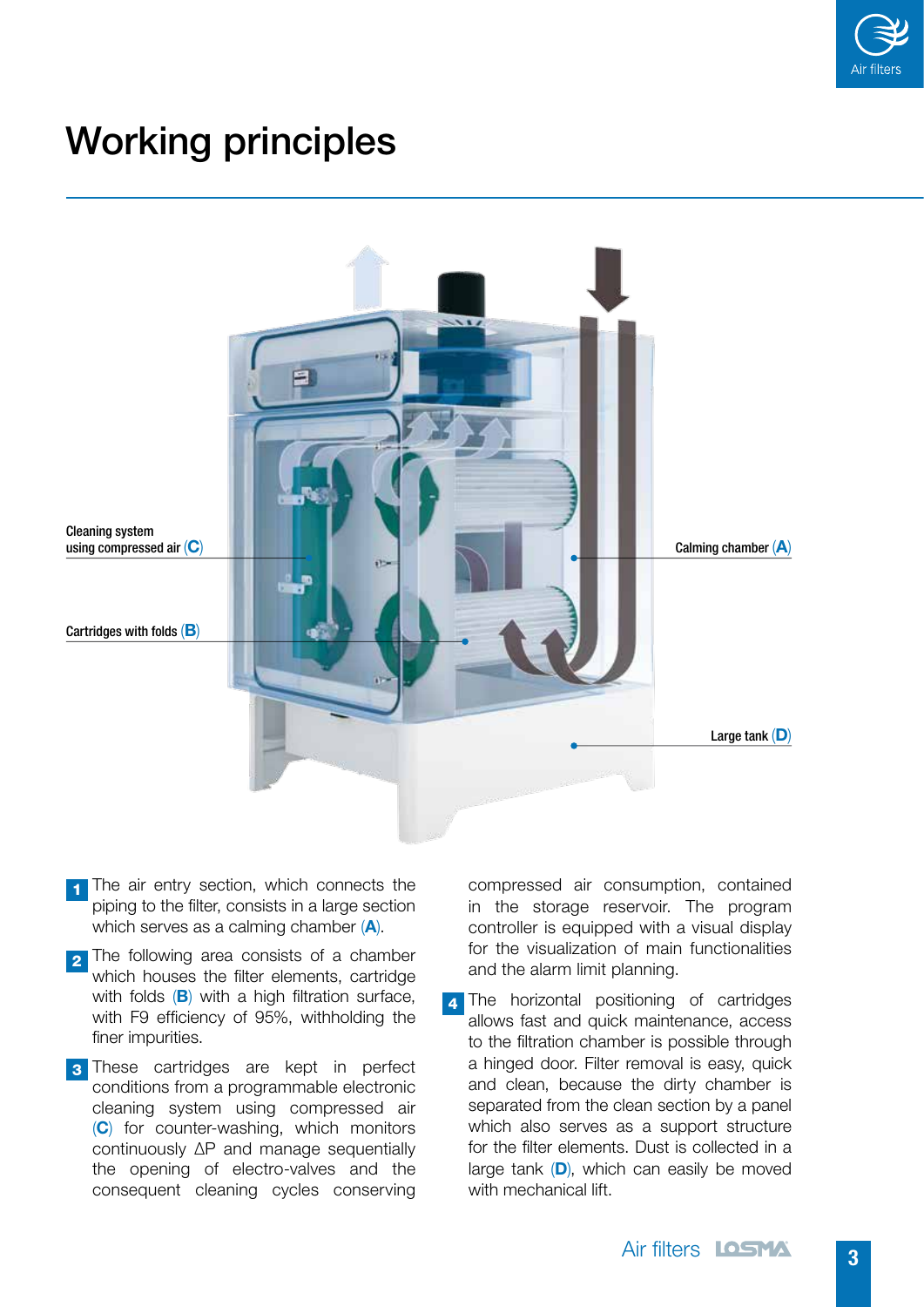# Working principles

Cleaning system using compressed air (**C**)

Cartridges with folds (**B**)

Calming chamber (**A**)

Large tank (**D**)

1. The air entry section, which connects the piping to the filter, consists in a large section which serves as a calming chamber (**A**).
2. The following area consists of a chamber which houses the filter elements, cartridge with folds (**B**) with a high filtration surface, with F9 efficiency of 95%, withholding the finer impurities.
3. These cartridges are kept in perfect conditions from a programmable electronic cleaning system using compressed air (**C**) for counter-washing, which monitors continuously ΔP and manage sequentially the opening of electro-valves and the consequent cleaning cycles conserving compressed air consumption, contained in the storage reservoir. The program controller is equipped with a visual display for the visualization of main functionalities and the alarm limit planning.
4. The horizontal positioning of cartridges allows fast and quick maintenance, access to the filtration chamber is possible through a hinged door. Filter removal is easy, quick and clean, because the dirty chamber is separated from the clean section by a panel which also serves as a support structure for the filter elements. Dust is collected in a large tank (**D**), which can easily be moved with mechanical lift.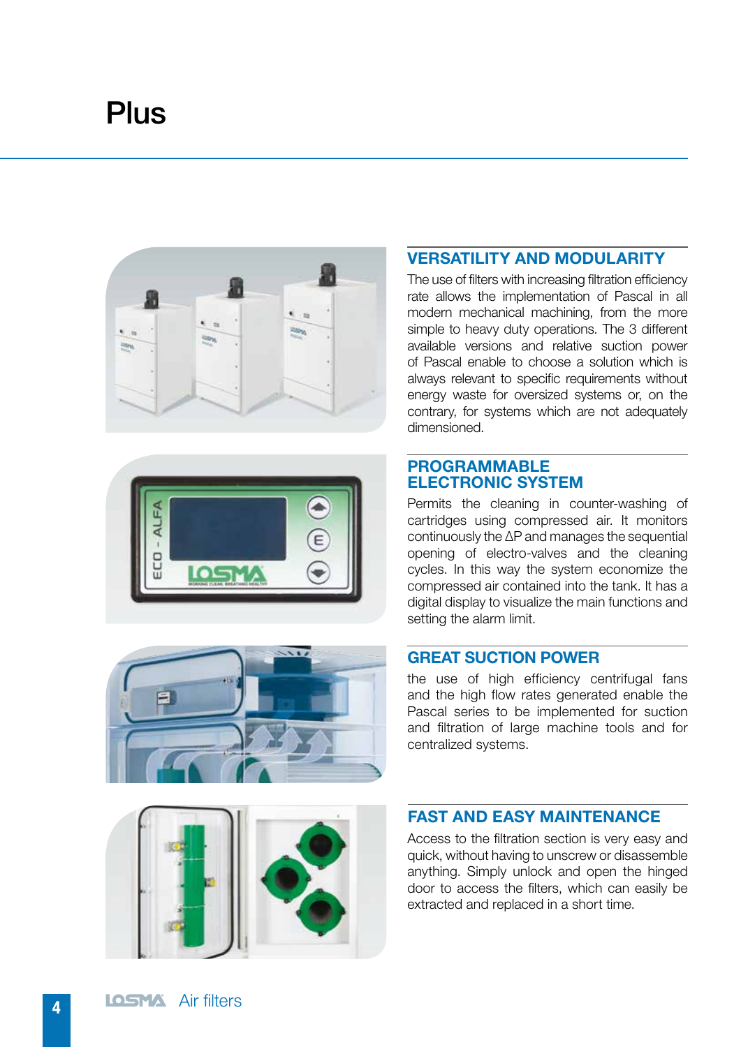# Plus

## VERSATILITY AND MODULARITY

The use of filters with increasing filtration efficiency rate allows the implementation of Pascal in all modern mechanical machining, from the more simple to heavy duty operations. The 3 different available versions and relative suction power of Pascal enable to choose a solution which is always relevant to specific requirements without energy waste for oversized systems or, on the contrary, for systems which are not adequately dimensioned.

## PROGRAMMABLE ELECTRONIC SYSTEM

Permits the cleaning in counter-washing of cartridges using compressed air. It monitors continuously the ΔP and manages the sequential opening of electro-valves and the cleaning cycles. In this way the system economize the compressed air contained into the tank. It has a digital display to visualize the main functions and setting the alarm limit.

## GREAT SUCTION POWER

the use of high efficiency centrifugal fans and the high flow rates generated enable the Pascal series to be implemented for suction and filtration of large machine tools and for centralized systems.

## FAST AND EASY MAINTENANCE

Access to the filtration section is very easy and quick, without having to unscrew or disassemble anything. Simply unlock and open the hinged door to access the filters, which can easily be extracted and replaced in a short time.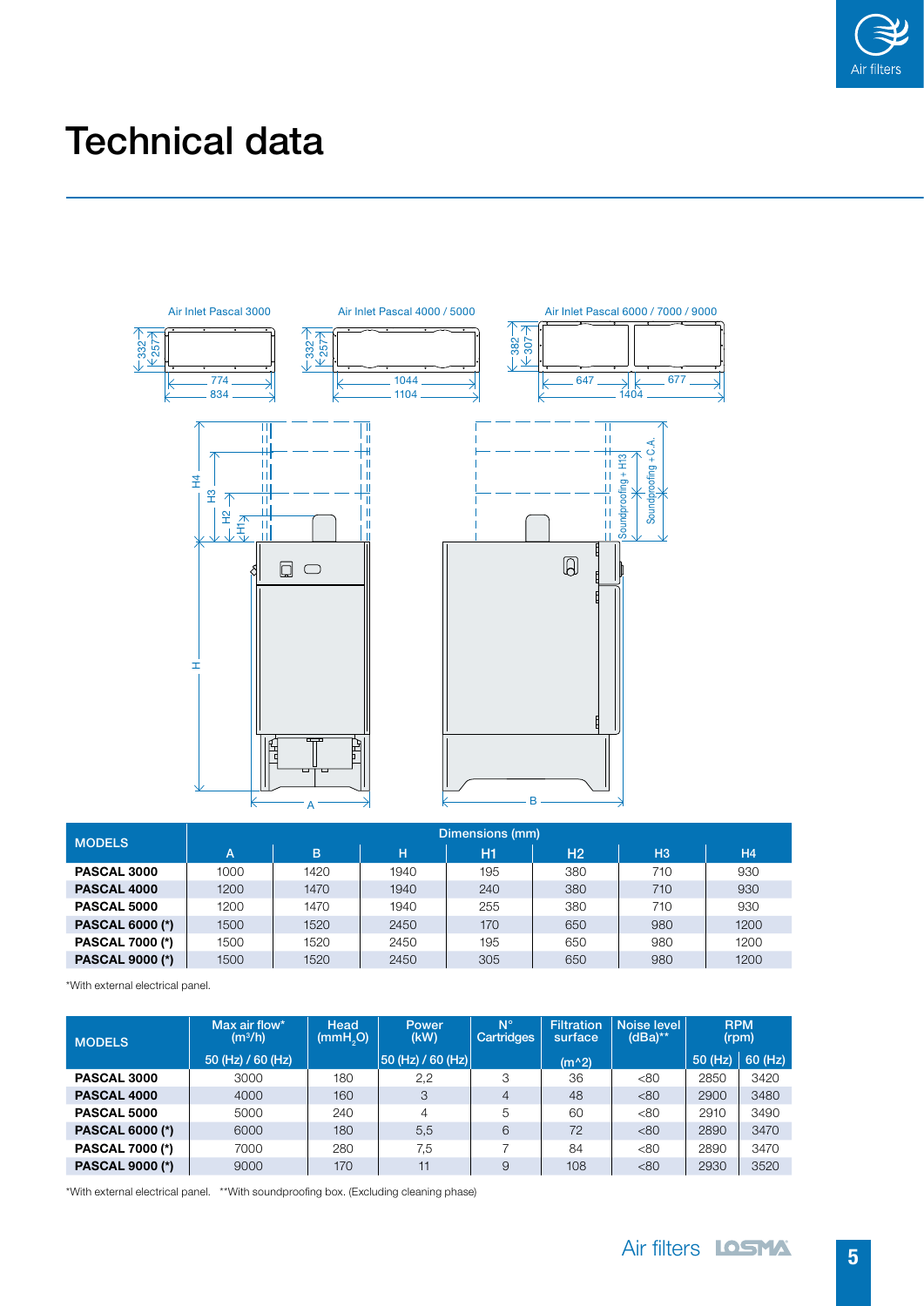# Technical data

| MODELS | Dimensions (mm) | | | | | | |
|---|---|---|---|---|---|---|---|
| | A | B | H | H1 | H2 | H3 | H4 |
| **PASCAL 3000** | 1000 | 1420 | 1940 | 195 | 380 | 710 | 930 |
| **PASCAL 4000** | 1200 | 1470 | 1940 | 240 | 380 | 710 | 930 |
| **PASCAL 5000** | 1200 | 1470 | 1940 | 255 | 380 | 710 | 930 |
| **PASCAL 6000 (*)** | 1500 | 1520 | 2450 | 170 | 650 | 980 | 1200 |
| **PASCAL 7000 (*)** | 1500 | 1520 | 2450 | 195 | 650 | 980 | 1200 |
| **PASCAL 9000 (*)** | 1500 | 1520 | 2450 | 305 | 650 | 980 | 1200 |

*With external electrical panel.

| MODELS | Max air flow* ($m^3$/h) | Head ($mmH_2O$) | Power (kW) | N° Cartridges | Filtration surface | Noise level (dBa)** | RPM (rpm) | |
|---|---|---|---|---|---|---|---|---|
| | 50 (Hz) / 60 (Hz) | | 50 (Hz) / 60 (Hz) | | (m^2) | | 50 (Hz) | 60 (Hz) |
| **PASCAL 3000** | 3000 | 180 | 2,2 | 3 | 36 | <80 | 2850 | 3420 |
| **PASCAL 4000** | 4000 | 160 | 3 | 4 | 48 | <80 | 2900 | 3480 |
| **PASCAL 5000** | 5000 | 240 | 4 | 5 | 60 | <80 | 2910 | 3490 |
| **PASCAL 6000 (*)** | 6000 | 180 | 5,5 | 6 | 72 | <80 | 2890 | 3470 |
| **PASCAL 7000 (*)** | 7000 | 280 | 7,5 | 7 | 84 | <80 | 2890 | 3470 |
| **PASCAL 9000 (*)** | 9000 | 170 | 11 | 9 | 108 | <80 | 2930 | 3520 |

*With external electrical panel. **With soundproofing box. (Excluding cleaning phase)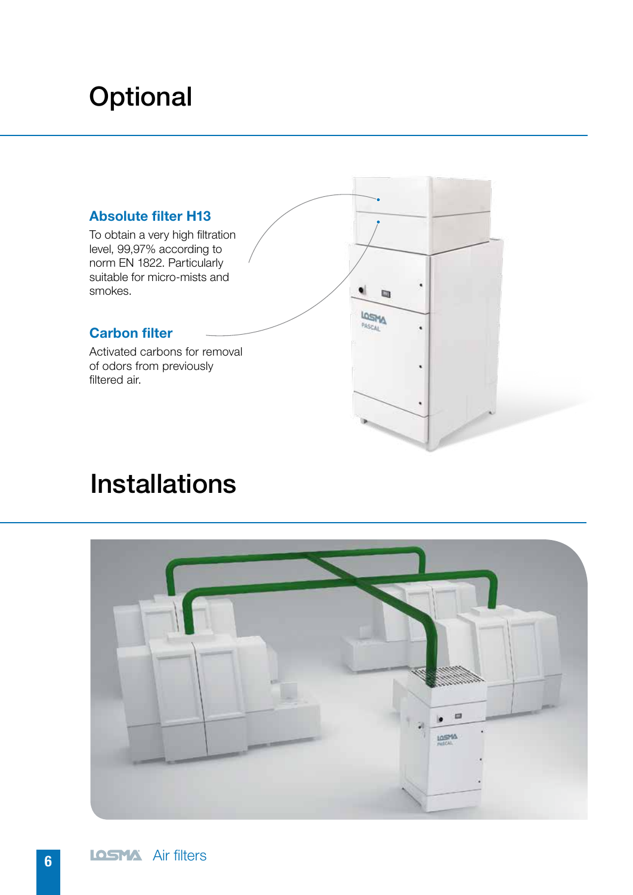# Optional

### Absolute filter H13

To obtain a very high filtration level, 99,97% according to norm EN 1822. Particularly suitable for micro-mists and smokes.

### Carbon filter

Activated carbons for removal of odors from previously filtered air.

# Installations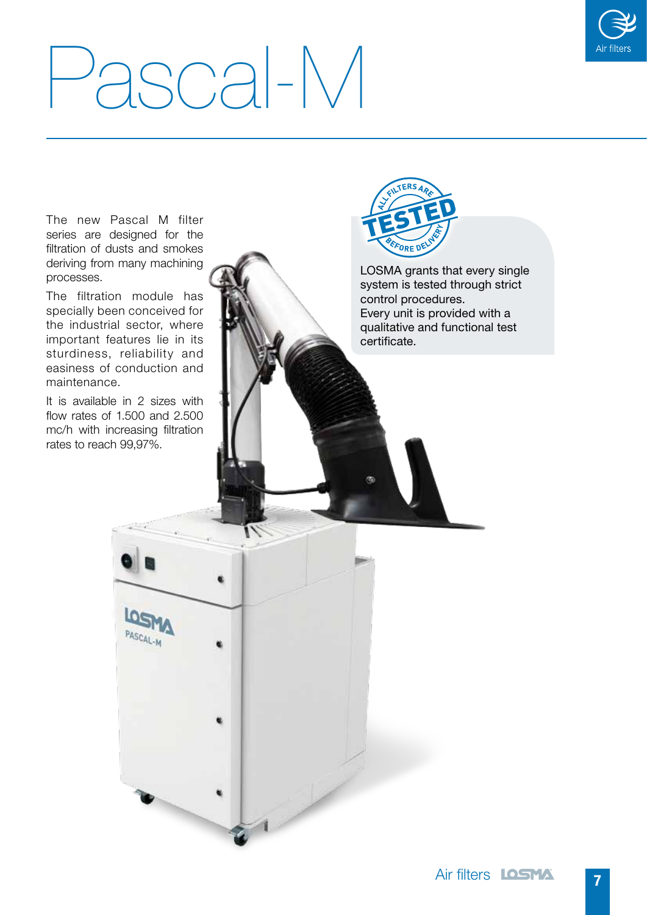# Pascal-M

The new Pascal M filter series are designed for the filtration of dusts and smokes deriving from many machining processes.

The filtration module has specially been conceived for the industrial sector, where important features lie in its sturdiness, reliability and easiness of conduction and maintenance.

It is available in 2 sizes with flow rates of 1.500 and 2.500 mc/h with increasing filtration rates to reach 99,97%.

ALL FILTERS ARE TESTED BEFORE DELIVERY

LOSMA grants that every single system is tested through strict control procedures.
Every unit is provided with a qualitative and functional test certificate.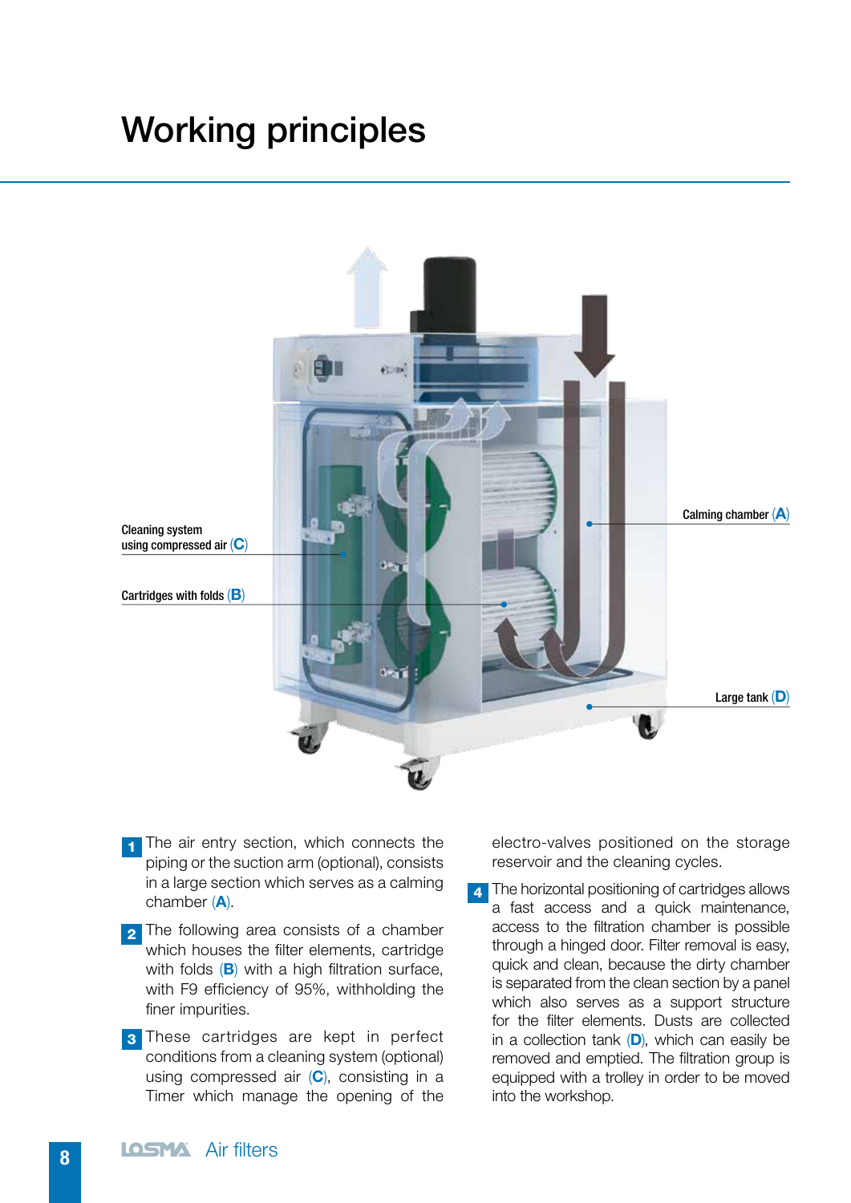# Working principles

Cleaning system using compressed air (C)

Cartridges with folds (B)

Calming chamber (A)

Large tank (D)

1. The air entry section, which connects the piping or the suction arm (optional), consists in a large section which serves as a calming chamber (A).

2. The following area consists of a chamber which houses the filter elements, cartridge with folds (B) with a high filtration surface, with F9 efficiency of 95%, withholding the finer impurities.

3. These cartridges are kept in perfect conditions from a cleaning system (optional) using compressed air (C), consisting in a Timer which manage the opening of the electro-valves positioned on the storage reservoir and the cleaning cycles.

4. The horizontal positioning of cartridges allows a fast access and a quick maintenance, access to the filtration chamber is possible through a hinged door. Filter removal is easy, quick and clean, because the dirty chamber is separated from the clean section by a panel which also serves as a support structure for the filter elements. Dusts are collected in a collection tank (D), which can easily be removed and emptied. The filtration group is equipped with a trolley in order to be moved into the workshop.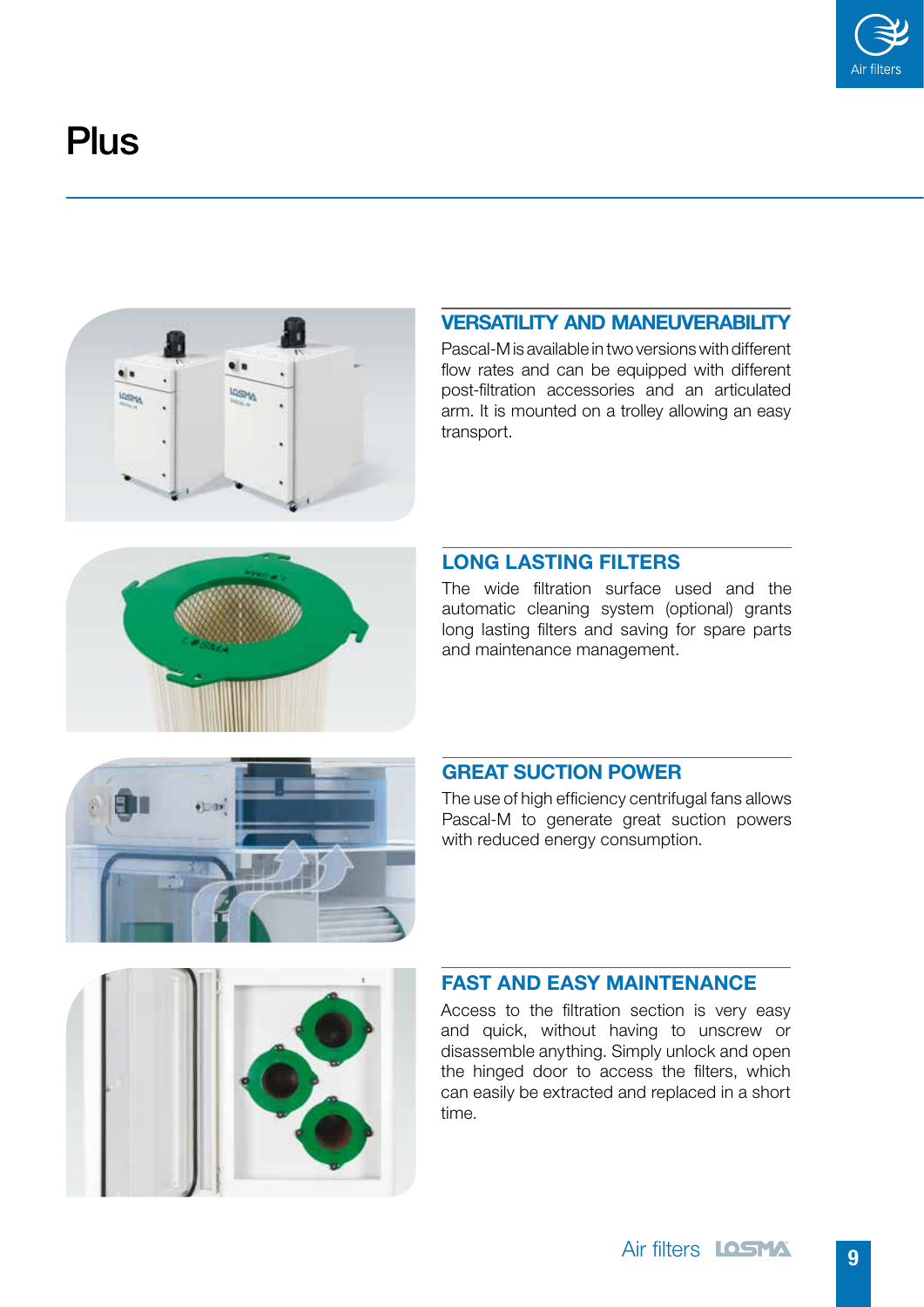# Plus

## VERSATILITY AND MANEUVERABILITY

Pascal-M is available in two versions with different flow rates and can be equipped with different post-filtration accessories and an articulated arm. It is mounted on a trolley allowing an easy transport.

## LONG LASTING FILTERS

The wide filtration surface used and the automatic cleaning system (optional) grants long lasting filters and saving for spare parts and maintenance management.

## GREAT SUCTION POWER

The use of high efficiency centrifugal fans allows Pascal-M to generate great suction powers with reduced energy consumption.

## FAST AND EASY MAINTENANCE

Access to the filtration section is very easy and quick, without having to unscrew or disassemble anything. Simply unlock and open the hinged door to access the filters, which can easily be extracted and replaced in a short time.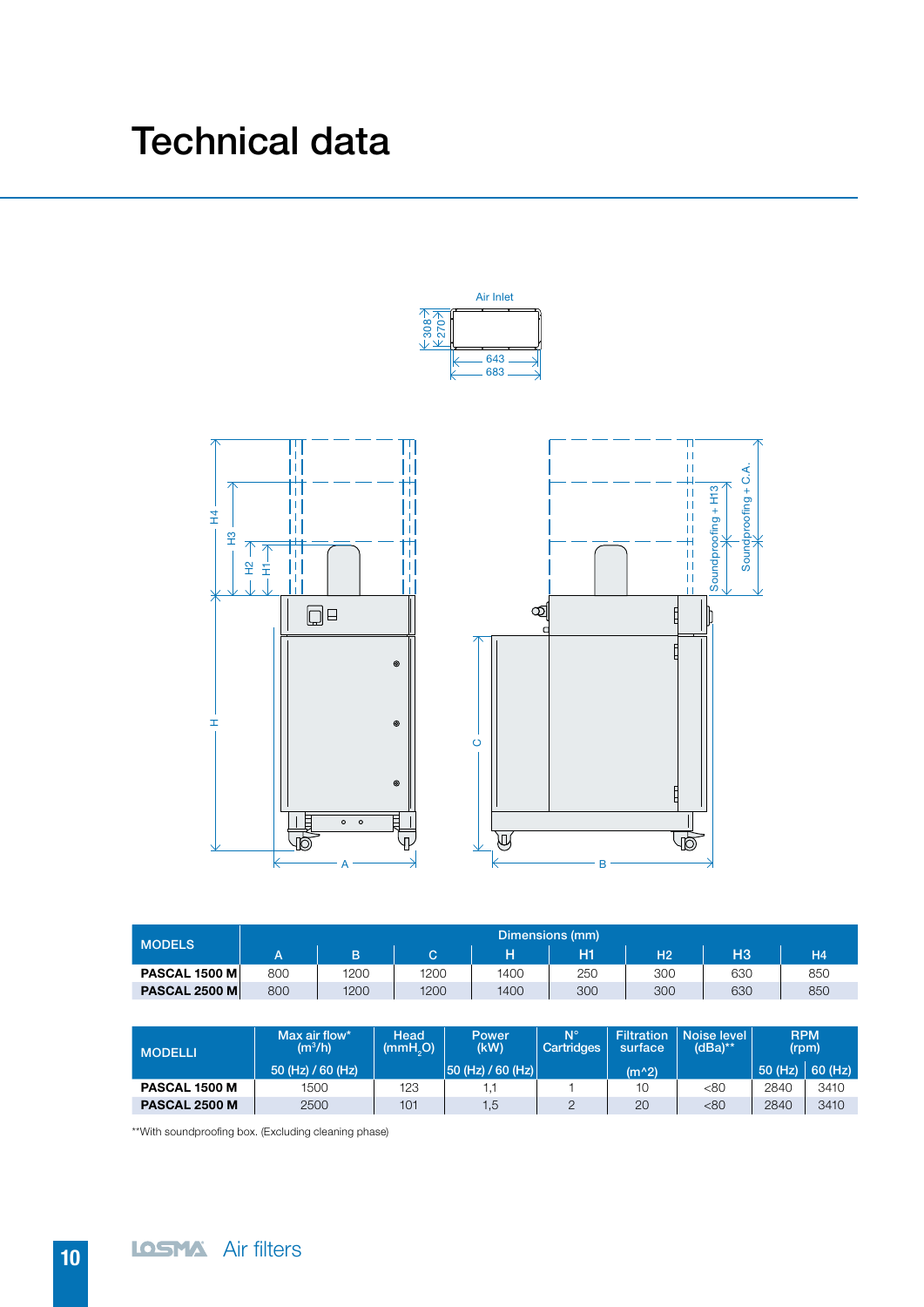# Technical data

| MODELS | Dimensions (mm) | | | | | | | |
|---|---|---|---|---|---|---|---|---|
| | A | B | C | H | H1 | H2 | H3 | H4 |
| **PASCAL 1500 M** | 800 | 1200 | 1200 | 1400 | 250 | 300 | 630 | 850 |
| **PASCAL 2500 M** | 800 | 1200 | 1200 | 1400 | 300 | 300 | 630 | 850 |

| MODELLI | Max air flow* ($m^3$/h) | Head ($mmH_2O$) | Power (kW) | N° Cartridges | Filtration surface | Noise level (dBa)** | RPM (rpm) | |
|---|---|---|---|---|---|---|---|---|
| | 50 (Hz) / 60 (Hz) | | 50 (Hz) / 60 (Hz) | | (m^2) | | 50 (Hz) | 60 (Hz) |
| **PASCAL 1500 M** | 1500 | 123 | 1,1 | 1 | 10 | <80 | 2840 | 3410 |
| **PASCAL 2500 M** | 2500 | 101 | 1,5 | 2 | 20 | <80 | 2840 | 3410 |

**With soundproofing box. (Excluding cleaning phase)

LOSMA Air filters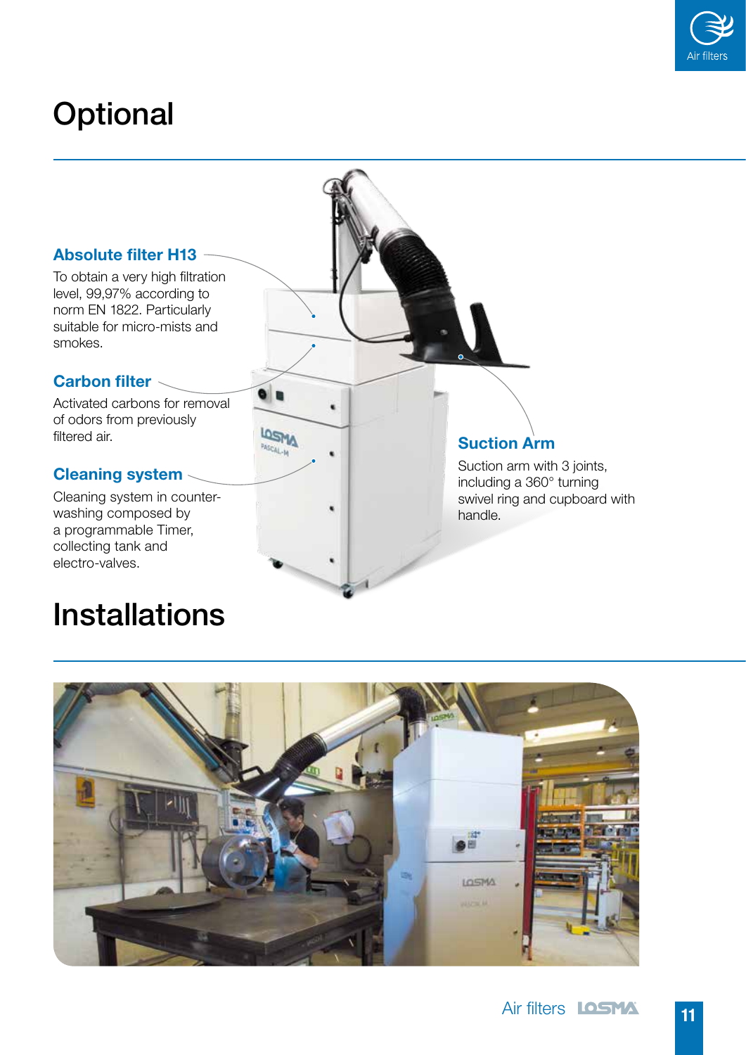# Optional

### Absolute filter H13

To obtain a very high filtration level, 99,97% according to norm EN 1822. Particularly suitable for micro-mists and smokes.

### Carbon filter

Activated carbons for removal of odors from previously filtered air.

### Cleaning system

Cleaning system in counter-washing composed by a programmable Timer, collecting tank and electro-valves.

### Suction Arm

Suction arm with 3 joints, including a 360° turning swivel ring and cupboard with handle.

# Installations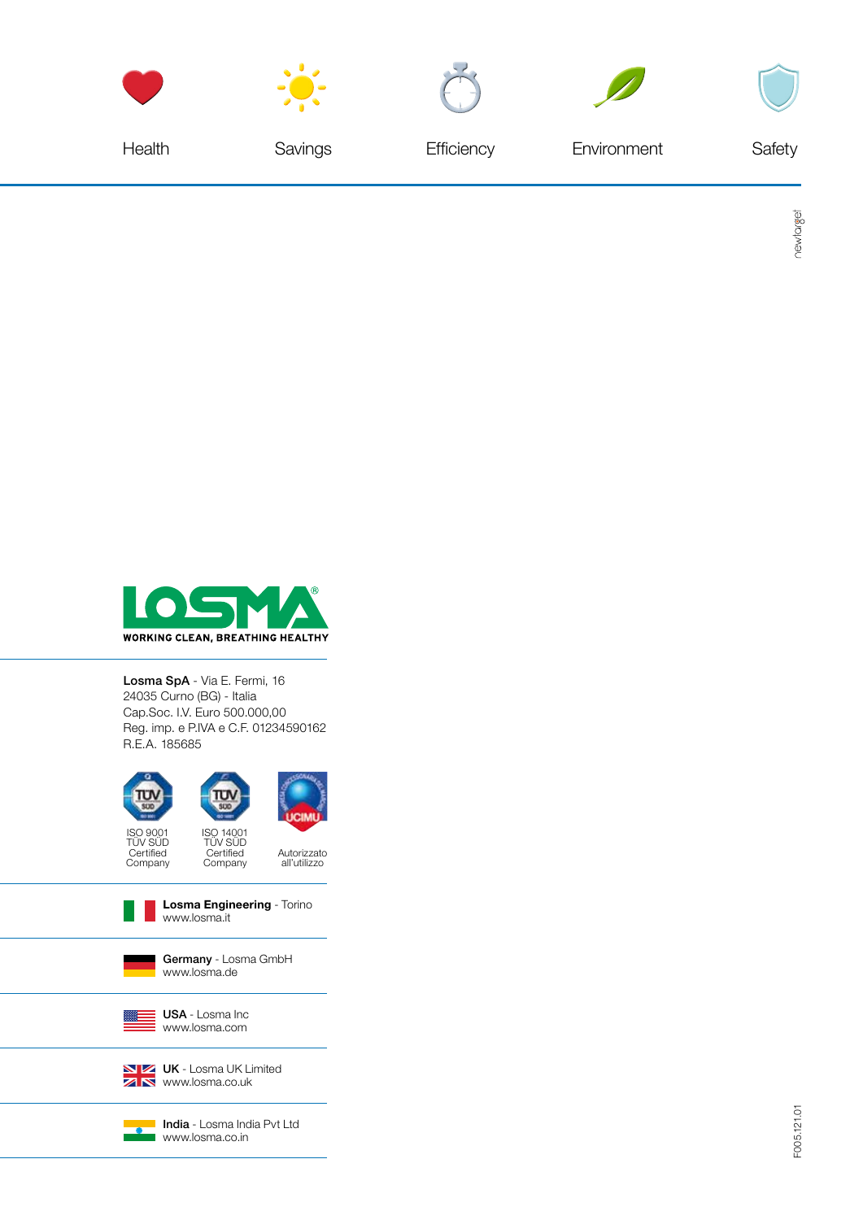Health

Savings

Efficiency

Environment

Safety

newforget

LOSMA®

WORKING CLEAN, BREATHING HEALTHY

**Losma SpA** - Via E. Fermi, 16
24035 Curno (BG) - Italia
Cap.Soc. I.V. Euro 500.000,00
Reg. imp. e P.IVA e C.F. 01234590162
R.E.A. 185685

ISO 9001
TÜV SÜD
Certified
Company

ISO 14001
TÜV SÜD
Certified
Company

Autorizzato
all'utilizzo

**Losma Engineering** - Torino
www.losma.it

**Germany** - Losma GmbH
www.losma.de

**USA** - Losma Inc
www.losma.com

**UK** - Losma UK Limited
www.losma.co.uk

**India** - Losma India Pvt Ltd
www.losma.co.in

F005.121.01